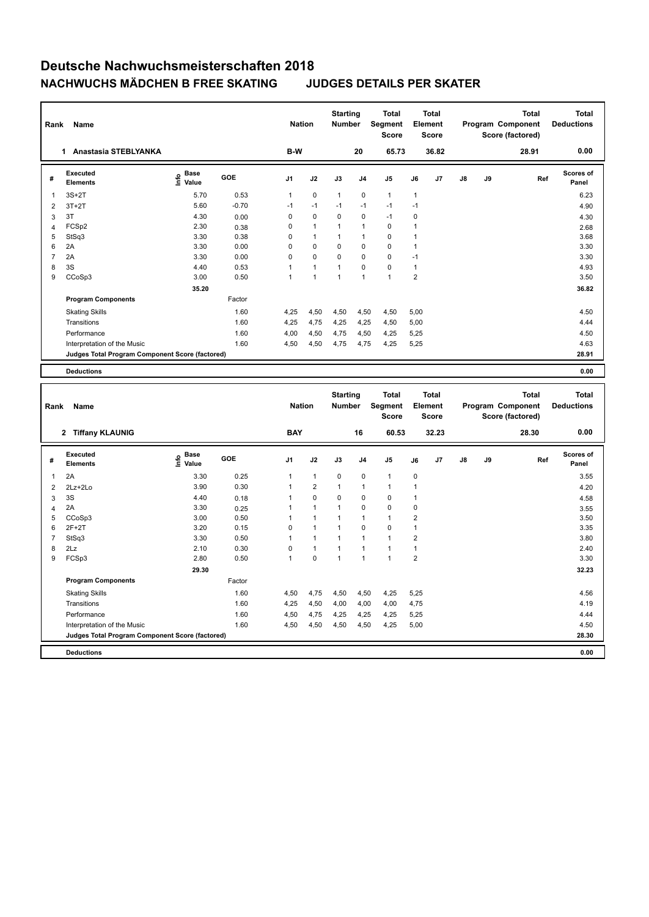# Deutsche Nachwuchsmeisterschaften 2018

## NACHWUCHS MÄDCHEN B FREE SKATING JUDGES DETAILS PER SKATER

| Rank | Name | Nation | Starting Number | Total Segment Score | Total Element Score | Total Program Component Score (factored) | Total Deductions |
|---|---|---|---|---|---|---|---|
| 1 | Anastasia STEBLYANKA | B-W | 20 | 65.73 | 36.82 | 28.91 | 0.00 |

| # | Executed Elements | Info | Base Value | GOE | J1 | J2 | J3 | J4 | J5 | J6 | J7 | J8 | J9 | Ref | Scores of Panel |
|---|---|---|---|---|---|---|---|---|---|---|---|---|---|---|---|
| 1 | 3S+2T | | 5.70 | 0.53 | 1 | 0 | 1 | 0 | 1 | 1 | | | | | 6.23 |
| 2 | 3T+2T | | 5.60 | -0.70 | -1 | -1 | -1 | -1 | -1 | -1 | | | | | 4.90 |
| 3 | 3T | | 4.30 | 0.00 | 0 | 0 | 0 | 0 | -1 | 0 | | | | | 4.30 |
| 4 | FCSp2 | | 2.30 | 0.38 | 0 | 1 | 1 | 1 | 0 | 1 | | | | | 2.68 |
| 5 | StSq3 | | 3.30 | 0.38 | 0 | 1 | 1 | 1 | 0 | 1 | | | | | 3.68 |
| 6 | 2A | | 3.30 | 0.00 | 0 | 0 | 0 | 0 | 0 | 1 | | | | | 3.30 |
| 7 | 2A | | 3.30 | 0.00 | 0 | 0 | 0 | 0 | 0 | -1 | | | | | 3.30 |
| 8 | 3S | | 4.40 | 0.53 | 1 | 1 | 1 | 0 | 0 | 1 | | | | | 4.93 |
| 9 | CCoSp3 | | 3.00 | 0.50 | 1 | 1 | 1 | 1 | 1 | 2 | | | | | 3.50 |
| | | | 35.20 | | | | | | | | | | | | 36.82 |
| | **Program Components** | | | Factor | | | | | | | | | | | |
| | Skating Skills | | | 1.60 | 4,25 | 4,50 | 4,50 | 4,50 | 4,50 | 5,00 | | | | | 4.50 |
| | Transitions | | | 1.60 | 4,25 | 4,75 | 4,25 | 4,25 | 4,50 | 5,00 | | | | | 4.44 |
| | Performance | | | 1.60 | 4,00 | 4,50 | 4,75 | 4,50 | 4,25 | 5,25 | | | | | 4.50 |
| | Interpretation of the Music | | | 1.60 | 4,50 | 4,50 | 4,75 | 4,75 | 4,25 | 5,25 | | | | | 4.63 |
| | **Judges Total Program Component Score (factored)** | | | | | | | | | | | | | | 28.91 |
| | **Deductions** | | | | | | | | | | | | | | 0.00 |

| Rank | Name | Nation | Starting Number | Total Segment Score | Total Element Score | Total Program Component Score (factored) | Total Deductions |
|---|---|---|---|---|---|---|---|
| 2 | Tiffany KLAUNIG | BAY | 16 | 60.53 | 32.23 | 28.30 | 0.00 |

| # | Executed Elements | Info | Base Value | GOE | J1 | J2 | J3 | J4 | J5 | J6 | J7 | J8 | J9 | Ref | Scores of Panel |
|---|---|---|---|---|---|---|---|---|---|---|---|---|---|---|---|
| 1 | 2A | | 3.30 | 0.25 | 1 | 1 | 0 | 0 | 1 | 0 | | | | | 3.55 |
| 2 | 2Lz+2Lo | | 3.90 | 0.30 | 1 | 2 | 1 | 1 | 1 | 1 | | | | | 4.20 |
| 3 | 3S | | 4.40 | 0.18 | 1 | 0 | 0 | 0 | 0 | 1 | | | | | 4.58 |
| 4 | 2A | | 3.30 | 0.25 | 1 | 1 | 1 | 0 | 0 | 0 | | | | | 3.55 |
| 5 | CCoSp3 | | 3.00 | 0.50 | 1 | 1 | 1 | 1 | 1 | 2 | | | | | 3.50 |
| 6 | 2F+2T | | 3.20 | 0.15 | 0 | 1 | 1 | 0 | 0 | 1 | | | | | 3.35 |
| 7 | StSq3 | | 3.30 | 0.50 | 1 | 1 | 1 | 1 | 1 | 2 | | | | | 3.80 |
| 8 | 2Lz | | 2.10 | 0.30 | 0 | 1 | 1 | 1 | 1 | 1 | | | | | 2.40 |
| 9 | FCSp3 | | 2.80 | 0.50 | 1 | 0 | 1 | 1 | 1 | 2 | | | | | 3.30 |
| | | | 29.30 | | | | | | | | | | | | 32.23 |
| | **Program Components** | | | Factor | | | | | | | | | | | |
| | Skating Skills | | | 1.60 | 4,50 | 4,75 | 4,50 | 4,50 | 4,25 | 5,25 | | | | | 4.56 |
| | Transitions | | | 1.60 | 4,25 | 4,50 | 4,00 | 4,00 | 4,00 | 4,75 | | | | | 4.19 |
| | Performance | | | 1.60 | 4,50 | 4,75 | 4,25 | 4,25 | 4,25 | 5,25 | | | | | 4.44 |
| | Interpretation of the Music | | | 1.60 | 4,50 | 4,50 | 4,50 | 4,50 | 4,25 | 5,00 | | | | | 4.50 |
| | **Judges Total Program Component Score (factored)** | | | | | | | | | | | | | | 28.30 |
| | **Deductions** | | | | | | | | | | | | | | 0.00 |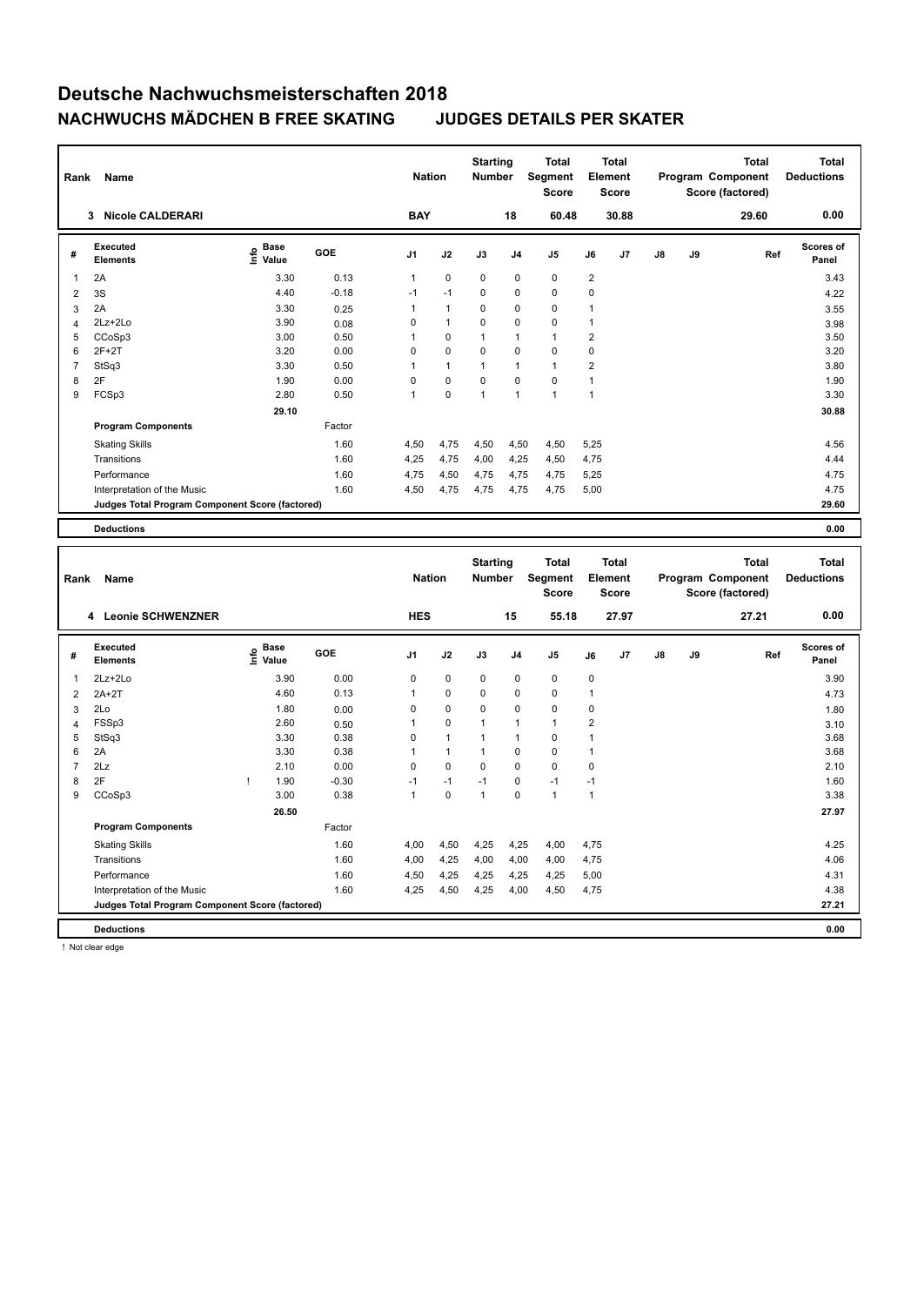# Deutsche Nachwuchsmeisterschaften 2018

## NACHWUCHS MÄDCHEN B FREE SKATING JUDGES DETAILS PER SKATER

| Rank | Name | Nation | Starting Number | Total Segment Score | Total Element Score | Total Program Component Score (factored) | Total Deductions |
|---|---|---|---|---|---|---|---|
| 3 | Nicole CALDERARI | BAY | 18 | 60.48 | 30.88 | 29.60 | 0.00 |

| # | Executed Elements | Info | Base Value | GOE | J1 | J2 | J3 | J4 | J5 | J6 | J7 | J8 | J9 | Ref | Scores of Panel |
|---|---|---|---|---|---|---|---|---|---|---|---|---|---|---|---|
| 1 | 2A | | 3.30 | 0.13 | 1 | 0 | 0 | 0 | 0 | 2 | | | | | 3.43 |
| 2 | 3S | | 4.40 | -0.18 | -1 | -1 | 0 | 0 | 0 | 0 | | | | | 4.22 |
| 3 | 2A | | 3.30 | 0.25 | 1 | 1 | 0 | 0 | 0 | 1 | | | | | 3.55 |
| 4 | 2Lz+2Lo | | 3.90 | 0.08 | 0 | 1 | 0 | 0 | 0 | 1 | | | | | 3.98 |
| 5 | CCoSp3 | | 3.00 | 0.50 | 1 | 0 | 1 | 1 | 1 | 2 | | | | | 3.50 |
| 6 | 2F+2T | | 3.20 | 0.00 | 0 | 0 | 0 | 0 | 0 | 0 | | | | | 3.20 |
| 7 | StSq3 | | 3.30 | 0.50 | 1 | 1 | 1 | 1 | 1 | 2 | | | | | 3.80 |
| 8 | 2F | | 1.90 | 0.00 | 0 | 0 | 0 | 0 | 0 | 1 | | | | | 1.90 |
| 9 | FCSp3 | | 2.80 | 0.50 | 1 | 0 | 1 | 1 | 1 | 1 | | | | | 3.30 |
| | | | 29.10 | | | | | | | | | | | | 30.88 |
| | **Program Components** | | | Factor | | | | | | | | | | | |
| | Skating Skills | | | 1.60 | 4,50 | 4,75 | 4,50 | 4,50 | 4,50 | 5,25 | | | | | 4.56 |
| | Transitions | | | 1.60 | 4,25 | 4,75 | 4,00 | 4,25 | 4,50 | 4,75 | | | | | 4.44 |
| | Performance | | | 1.60 | 4,75 | 4,50 | 4,75 | 4,75 | 4,75 | 5,25 | | | | | 4.75 |
| | Interpretation of the Music | | | 1.60 | 4,50 | 4,75 | 4,75 | 4,75 | 4,75 | 5,00 | | | | | 4.75 |
| | **Judges Total Program Component Score (factored)** | | | | | | | | | | | | | | 29.60 |
| | **Deductions** | | | | | | | | | | | | | | 0.00 |

| Rank | Name | Nation | Starting Number | Total Segment Score | Total Element Score | Total Program Component Score (factored) | Total Deductions |
|---|---|---|---|---|---|---|---|
| 4 | Leonie SCHWENZNER | HES | 15 | 55.18 | 27.97 | 27.21 | 0.00 |

| # | Executed Elements | Info | Base Value | GOE | J1 | J2 | J3 | J4 | J5 | J6 | J7 | J8 | J9 | Ref | Scores of Panel |
|---|---|---|---|---|---|---|---|---|---|---|---|---|---|---|---|
| 1 | 2Lz+2Lo | | 3.90 | 0.00 | 0 | 0 | 0 | 0 | 0 | 0 | | | | | 3.90 |
| 2 | 2A+2T | | 4.60 | 0.13 | 1 | 0 | 0 | 0 | 0 | 1 | | | | | 4.73 |
| 3 | 2Lo | | 1.80 | 0.00 | 0 | 0 | 0 | 0 | 0 | 0 | | | | | 1.80 |
| 4 | FSSp3 | | 2.60 | 0.50 | 1 | 0 | 1 | 1 | 1 | 2 | | | | | 3.10 |
| 5 | StSq3 | | 3.30 | 0.38 | 0 | 1 | 1 | 1 | 0 | 1 | | | | | 3.68 |
| 6 | 2A | | 3.30 | 0.38 | 1 | 1 | 1 | 0 | 0 | 1 | | | | | 3.68 |
| 7 | 2Lz | | 2.10 | 0.00 | 0 | 0 | 0 | 0 | 0 | 0 | | | | | 2.10 |
| 8 | 2F | ! | 1.90 | -0.30 | -1 | -1 | -1 | 0 | -1 | -1 | | | | | 1.60 |
| 9 | CCoSp3 | | 3.00 | 0.38 | 1 | 0 | 1 | 0 | 1 | 1 | | | | | 3.38 |
| | | | 26.50 | | | | | | | | | | | | 27.97 |
| | **Program Components** | | | Factor | | | | | | | | | | | |
| | Skating Skills | | | 1.60 | 4,00 | 4,50 | 4,25 | 4,25 | 4,00 | 4,75 | | | | | 4.25 |
| | Transitions | | | 1.60 | 4,00 | 4,25 | 4,00 | 4,00 | 4,00 | 4,75 | | | | | 4.06 |
| | Performance | | | 1.60 | 4,50 | 4,25 | 4,25 | 4,25 | 4,25 | 5,00 | | | | | 4.31 |
| | Interpretation of the Music | | | 1.60 | 4,25 | 4,50 | 4,25 | 4,00 | 4,50 | 4,75 | | | | | 4.38 |
| | **Judges Total Program Component Score (factored)** | | | | | | | | | | | | | | 27.21 |
| | **Deductions** | | | | | | | | | | | | | | 0.00 |

! Not clear edge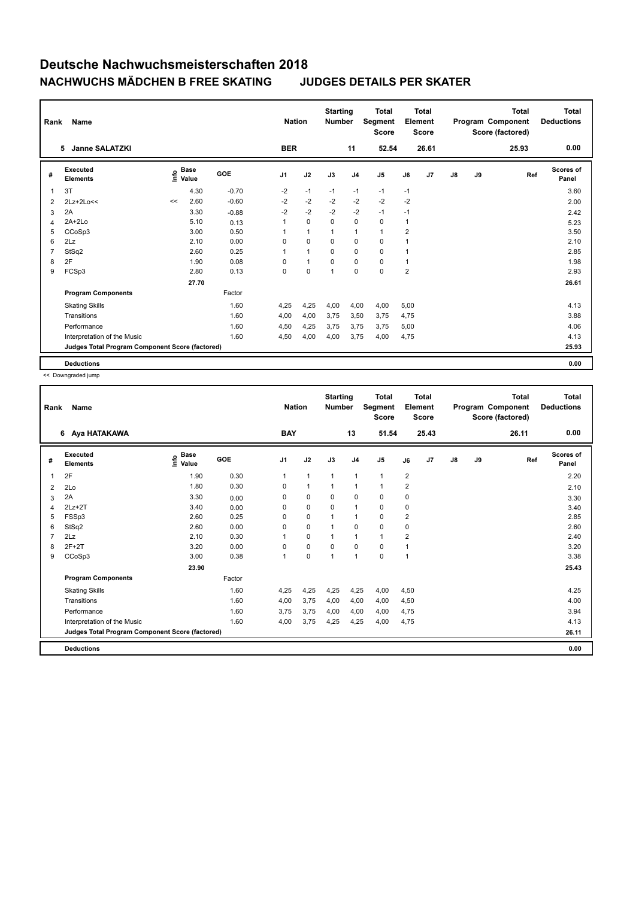# Deutsche Nachwuchsmeisterschaften 2018

## NACHWUCHS MÄDCHEN B FREE SKATING JUDGES DETAILS PER SKATER

| Rank | Name | Nation | Starting Number | Total Segment Score | Total Element Score | Total Program Component Score (factored) | Total Deductions |
|---|---|---|---|---|---|---|---|
| 5 | Janne SALATZKI | BER | 11 | 52.54 | 26.61 | 25.93 | 0.00 |

| # | Executed Elements | Info | Base Value | GOE | J1 | J2 | J3 | J4 | J5 | J6 | J7 | J8 | J9 | Ref | Scores of Panel |
|---|---|---|---|---|---|---|---|---|---|---|---|---|---|---|---|
| 1 | 3T | | 4.30 | -0.70 | -2 | -1 | -1 | -1 | -1 | -1 | | | | | 3.60 |
| 2 | 2Lz+2Lo<< | << | 2.60 | -0.60 | -2 | -2 | -2 | -2 | -2 | -2 | | | | | 2.00 |
| 3 | 2A | | 3.30 | -0.88 | -2 | -2 | -2 | -2 | -1 | -1 | | | | | 2.42 |
| 4 | 2A+2Lo | | 5.10 | 0.13 | 1 | 0 | 0 | 0 | 0 | 1 | | | | | 5.23 |
| 5 | CCoSp3 | | 3.00 | 0.50 | 1 | 1 | 1 | 1 | 1 | 2 | | | | | 3.50 |
| 6 | 2Lz | | 2.10 | 0.00 | 0 | 0 | 0 | 0 | 0 | 1 | | | | | 2.10 |
| 7 | StSq2 | | 2.60 | 0.25 | 1 | 1 | 0 | 0 | 0 | 1 | | | | | 2.85 |
| 8 | 2F | | 1.90 | 0.08 | 0 | 1 | 0 | 0 | 0 | 1 | | | | | 1.98 |
| 9 | FCSp3 | | 2.80 | 0.13 | 0 | 0 | 1 | 0 | 0 | 2 | | | | | 2.93 |
| | | | 27.70 | | | | | | | | | | | | 26.61 |
| | **Program Components** | | | Factor | | | | | | | | | | | |
| | Skating Skills | | | 1.60 | 4,25 | 4,25 | 4,00 | 4,00 | 4,00 | 5,00 | | | | | 4.13 |
| | Transitions | | | 1.60 | 4,00 | 4,00 | 3,75 | 3,50 | 3,75 | 4,75 | | | | | 3.88 |
| | Performance | | | 1.60 | 4,50 | 4,25 | 3,75 | 3,75 | 3,75 | 5,00 | | | | | 4.06 |
| | Interpretation of the Music | | | 1.60 | 4,50 | 4,00 | 4,00 | 3,75 | 4,00 | 4,75 | | | | | 4.13 |
| | **Judges Total Program Component Score (factored)** | | | | | | | | | | | | | | 25.93 |
| | **Deductions** | | | | | | | | | | | | | | 0.00 |

<< Downgraded jump

| Rank | Name | Nation | Starting Number | Total Segment Score | Total Element Score | Total Program Component Score (factored) | Total Deductions |
|---|---|---|---|---|---|---|---|
| 6 | Aya HATAKAWA | BAY | 13 | 51.54 | 25.43 | 26.11 | 0.00 |

| # | Executed Elements | Info | Base Value | GOE | J1 | J2 | J3 | J4 | J5 | J6 | J7 | J8 | J9 | Ref | Scores of Panel |
|---|---|---|---|---|---|---|---|---|---|---|---|---|---|---|---|
| 1 | 2F | | 1.90 | 0.30 | 1 | 1 | 1 | 1 | 1 | 2 | | | | | 2.20 |
| 2 | 2Lo | | 1.80 | 0.30 | 0 | 1 | 1 | 1 | 1 | 2 | | | | | 2.10 |
| 3 | 2A | | 3.30 | 0.00 | 0 | 0 | 0 | 0 | 0 | 0 | | | | | 3.30 |
| 4 | 2Lz+2T | | 3.40 | 0.00 | 0 | 0 | 0 | 1 | 0 | 0 | | | | | 3.40 |
| 5 | FSSp3 | | 2.60 | 0.25 | 0 | 0 | 1 | 1 | 0 | 2 | | | | | 2.85 |
| 6 | StSq2 | | 2.60 | 0.00 | 0 | 0 | 1 | 0 | 0 | 0 | | | | | 2.60 |
| 7 | 2Lz | | 2.10 | 0.30 | 1 | 0 | 1 | 1 | 1 | 2 | | | | | 2.40 |
| 8 | 2F+2T | | 3.20 | 0.00 | 0 | 0 | 0 | 0 | 0 | 1 | | | | | 3.20 |
| 9 | CCoSp3 | | 3.00 | 0.38 | 1 | 0 | 1 | 1 | 0 | 1 | | | | | 3.38 |
| | | | 23.90 | | | | | | | | | | | | 25.43 |
| | **Program Components** | | | Factor | | | | | | | | | | | |
| | Skating Skills | | | 1.60 | 4,25 | 4,25 | 4,25 | 4,25 | 4,00 | 4,50 | | | | | 4.25 |
| | Transitions | | | 1.60 | 4,00 | 3,75 | 4,00 | 4,00 | 4,00 | 4,50 | | | | | 4.00 |
| | Performance | | | 1.60 | 3,75 | 3,75 | 4,00 | 4,00 | 4,00 | 4,75 | | | | | 3.94 |
| | Interpretation of the Music | | | 1.60 | 4,00 | 3,75 | 4,25 | 4,25 | 4,00 | 4,75 | | | | | 4.13 |
| | **Judges Total Program Component Score (factored)** | | | | | | | | | | | | | | 26.11 |
| | **Deductions** | | | | | | | | | | | | | | 0.00 |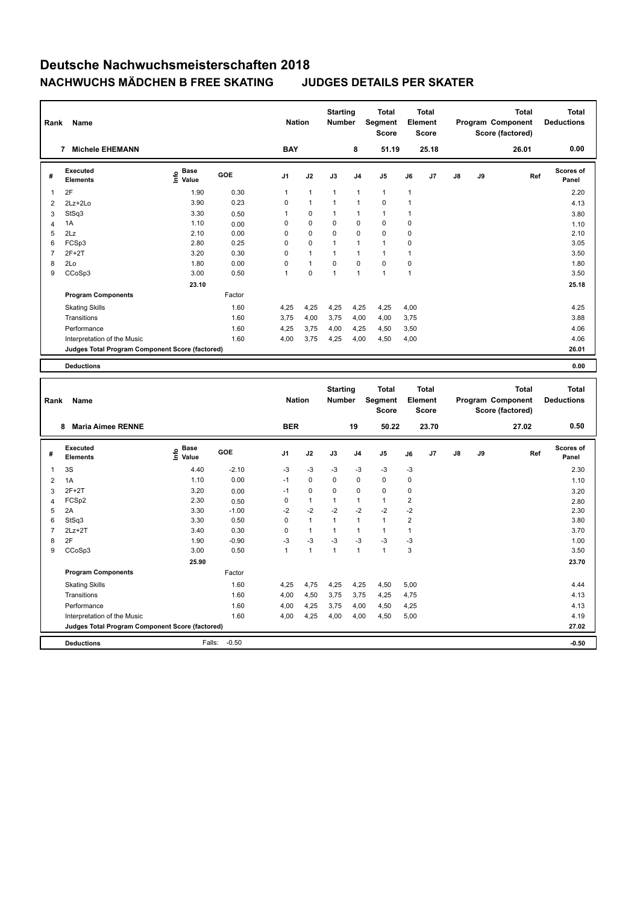# Deutsche Nachwuchsmeisterschaften 2018

## NACHWUCHS MÄDCHEN B FREE SKATING JUDGES DETAILS PER SKATER

| Rank | Name | Nation | Starting Number | Total Segment Score | Total Element Score | Total Program Component Score (factored) | Total Deductions |
|---|---|---|---|---|---|---|---|
| 7 | Michele EHEMANN | BAY | 8 | 51.19 | 25.18 | 26.01 | 0.00 |

| # | Executed Elements | Info | Base Value | GOE | J1 | J2 | J3 | J4 | J5 | J6 | J7 | J8 | J9 | Ref | Scores of Panel |
|---|---|---|---|---|---|---|---|---|---|---|---|---|---|---|---|
| 1 | 2F | | 1.90 | 0.30 | 1 | 1 | 1 | 1 | 1 | 1 | | | | | 2.20 |
| 2 | 2Lz+2Lo | | 3.90 | 0.23 | 0 | 1 | 1 | 1 | 0 | 1 | | | | | 4.13 |
| 3 | StSq3 | | 3.30 | 0.50 | 1 | 0 | 1 | 1 | 1 | 1 | | | | | 3.80 |
| 4 | 1A | | 1.10 | 0.00 | 0 | 0 | 0 | 0 | 0 | 0 | | | | | 1.10 |
| 5 | 2Lz | | 2.10 | 0.00 | 0 | 0 | 0 | 0 | 0 | 0 | | | | | 2.10 |
| 6 | FCSp3 | | 2.80 | 0.25 | 0 | 0 | 1 | 1 | 1 | 0 | | | | | 3.05 |
| 7 | 2F+2T | | 3.20 | 0.30 | 0 | 1 | 1 | 1 | 1 | 1 | | | | | 3.50 |
| 8 | 2Lo | | 1.80 | 0.00 | 0 | 1 | 0 | 0 | 0 | 0 | | | | | 1.80 |
| 9 | CCoSp3 | | 3.00 | 0.50 | 1 | 0 | 1 | 1 | 1 | 1 | | | | | 3.50 |
| | | | 23.10 | | | | | | | | | | | | 25.18 |
| | **Program Components** | | | Factor | | | | | | | | | | | |
| | Skating Skills | | | 1.60 | 4,25 | 4,25 | 4,25 | 4,25 | 4,25 | 4,00 | | | | | 4.25 |
| | Transitions | | | 1.60 | 3,75 | 4,00 | 3,75 | 4,00 | 4,00 | 3,75 | | | | | 3.88 |
| | Performance | | | 1.60 | 4,25 | 3,75 | 4,00 | 4,25 | 4,50 | 3,50 | | | | | 4.06 |
| | Interpretation of the Music | | | 1.60 | 4,00 | 3,75 | 4,25 | 4,00 | 4,50 | 4,00 | | | | | 4.06 |
| | **Judges Total Program Component Score (factored)** | | | | | | | | | | | | | | 26.01 |
| | **Deductions** | | | | | | | | | | | | | | 0.00 |

| Rank | Name | Nation | Starting Number | Total Segment Score | Total Element Score | Total Program Component Score (factored) | Total Deductions |
|---|---|---|---|---|---|---|---|
| 8 | Maria Aimee RENNE | BER | 19 | 50.22 | 23.70 | 27.02 | 0.50 |

| # | Executed Elements | Info | Base Value | GOE | J1 | J2 | J3 | J4 | J5 | J6 | J7 | J8 | J9 | Ref | Scores of Panel |
|---|---|---|---|---|---|---|---|---|---|---|---|---|---|---|---|
| 1 | 3S | | 4.40 | -2.10 | -3 | -3 | -3 | -3 | -3 | -3 | | | | | 2.30 |
| 2 | 1A | | 1.10 | 0.00 | -1 | 0 | 0 | 0 | 0 | 0 | | | | | 1.10 |
| 3 | 2F+2T | | 3.20 | 0.00 | -1 | 0 | 0 | 0 | 0 | 0 | | | | | 3.20 |
| 4 | FCSp2 | | 2.30 | 0.50 | 0 | 1 | 1 | 1 | 1 | 2 | | | | | 2.80 |
| 5 | 2A | | 3.30 | -1.00 | -2 | -2 | -2 | -2 | -2 | -2 | | | | | 2.30 |
| 6 | StSq3 | | 3.30 | 0.50 | 0 | 1 | 1 | 1 | 1 | 2 | | | | | 3.80 |
| 7 | 2Lz+2T | | 3.40 | 0.30 | 0 | 1 | 1 | 1 | 1 | 1 | | | | | 3.70 |
| 8 | 2F | | 1.90 | -0.90 | -3 | -3 | -3 | -3 | -3 | -3 | | | | | 1.00 |
| 9 | CCoSp3 | | 3.00 | 0.50 | 1 | 1 | 1 | 1 | 1 | 3 | | | | | 3.50 |
| | | | 25.90 | | | | | | | | | | | | 23.70 |
| | **Program Components** | | | Factor | | | | | | | | | | | |
| | Skating Skills | | | 1.60 | 4,25 | 4,75 | 4,25 | 4,25 | 4,50 | 5,00 | | | | | 4.44 |
| | Transitions | | | 1.60 | 4,00 | 4,50 | 3,75 | 3,75 | 4,25 | 4,75 | | | | | 4.13 |
| | Performance | | | 1.60 | 4,00 | 4,25 | 3,75 | 4,00 | 4,50 | 4,25 | | | | | 4.13 |
| | Interpretation of the Music | | | 1.60 | 4,00 | 4,25 | 4,00 | 4,00 | 4,50 | 5,00 | | | | | 4.19 |
| | **Judges Total Program Component Score (factored)** | | | | | | | | | | | | | | 27.02 |
| | **Deductions** | | Falls: | -0.50 | | | | | | | | | | | -0.50 |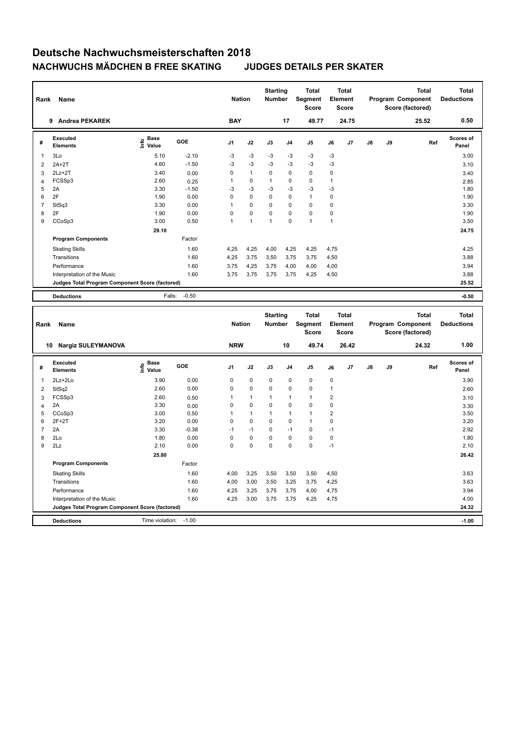# Deutsche Nachwuchsmeisterschaften 2018

## NACHWUCHS MÄDCHEN B FREE SKATING JUDGES DETAILS PER SKATER

| Rank | Name | Nation | Starting Number | Total Segment Score | Total Element Score | Total Program Component Score (factored) | Total Deductions |
|---|---|---|---|---|---|---|---|
| 9 | Andrea PEKAREK | BAY | 17 | 49.77 | 24.75 | 25.52 | 0.50 |

| # | Executed Elements | Info | Base Value | GOE | J1 | J2 | J3 | J4 | J5 | J6 | J7 | J8 | J9 | Ref | Scores of Panel |
|---|---|---|---|---|---|---|---|---|---|---|---|---|---|---|---|
| 1 | 3Lo | | 5.10 | -2.10 | -3 | -3 | -3 | -3 | -3 | -3 | | | | | 3.00 |
| 2 | 2A+2T | | 4.60 | -1.50 | -3 | -3 | -3 | -3 | -3 | -3 | | | | | 3.10 |
| 3 | 2Lz+2T | | 3.40 | 0.00 | 0 | 1 | 0 | 0 | 0 | 0 | | | | | 3.40 |
| 4 | FCSSp3 | | 2.60 | 0.25 | 1 | 0 | 1 | 0 | 0 | 1 | | | | | 2.85 |
| 5 | 2A | | 3.30 | -1.50 | -3 | -3 | -3 | -3 | -3 | -3 | | | | | 1.80 |
| 6 | 2F | | 1.90 | 0.00 | 0 | 0 | 0 | 0 | 1 | 0 | | | | | 1.90 |
| 7 | StSq3 | | 3.30 | 0.00 | 1 | 0 | 0 | 0 | 0 | 0 | | | | | 3.30 |
| 8 | 2F | | 1.90 | 0.00 | 0 | 0 | 0 | 0 | 0 | 0 | | | | | 1.90 |
| 9 | CCoSp3 | | 3.00 | 0.50 | 1 | 1 | 1 | 0 | 1 | 1 | | | | | 3.50 |
| | | | 29.10 | | | | | | | | | | | | 24.75 |
| | **Program Components** | | | Factor | | | | | | | | | | | |
| | Skating Skills | | | 1.60 | 4,25 | 4,25 | 4,00 | 4,25 | 4,25 | 4,75 | | | | | 4.25 |
| | Transitions | | | 1.60 | 4,25 | 3,75 | 3,50 | 3,75 | 3,75 | 4,50 | | | | | 3.88 |
| | Performance | | | 1.60 | 3,75 | 4,25 | 3,75 | 4,00 | 4,00 | 4,00 | | | | | 3.94 |
| | Interpretation of the Music | | | 1.60 | 3,75 | 3,75 | 3,75 | 3,75 | 4,25 | 4,50 | | | | | 3.88 |
| | **Judges Total Program Component Score (factored)** | | | | | | | | | | | | | | 25.52 |
| | **Deductions** | | Falls: | -0.50 | | | | | | | | | | | -0.50 |

| Rank | Name | Nation | Starting Number | Total Segment Score | Total Element Score | Total Program Component Score (factored) | Total Deductions |
|---|---|---|---|---|---|---|---|
| 10 | Nargiz SULEYMANOVA | NRW | 10 | 49.74 | 26.42 | 24.32 | 1.00 |

| # | Executed Elements | Info | Base Value | GOE | J1 | J2 | J3 | J4 | J5 | J6 | J7 | J8 | J9 | Ref | Scores of Panel |
|---|---|---|---|---|---|---|---|---|---|---|---|---|---|---|---|
| 1 | 2Lz+2Lo | | 3.90 | 0.00 | 0 | 0 | 0 | 0 | 0 | 0 | | | | | 3.90 |
| 2 | StSq2 | | 2.60 | 0.00 | 0 | 0 | 0 | 0 | 0 | 1 | | | | | 2.60 |
| 3 | FCSSp3 | | 2.60 | 0.50 | 1 | 1 | 1 | 1 | 1 | 2 | | | | | 3.10 |
| 4 | 2A | | 3.30 | 0.00 | 0 | 0 | 0 | 0 | 0 | 0 | | | | | 3.30 |
| 5 | CCoSp3 | | 3.00 | 0.50 | 1 | 1 | 1 | 1 | 1 | 2 | | | | | 3.50 |
| 6 | 2F+2T | | 3.20 | 0.00 | 0 | 0 | 0 | 0 | 1 | 0 | | | | | 3.20 |
| 7 | 2A | | 3.30 | -0.38 | -1 | -1 | 0 | -1 | 0 | -1 | | | | | 2.92 |
| 8 | 2Lo | | 1.80 | 0.00 | 0 | 0 | 0 | 0 | 0 | 0 | | | | | 1.80 |
| 9 | 2Lz | | 2.10 | 0.00 | 0 | 0 | 0 | 0 | 0 | -1 | | | | | 2.10 |
| | | | 25.80 | | | | | | | | | | | | 26.42 |
| | **Program Components** | | | Factor | | | | | | | | | | | |
| | Skating Skills | | | 1.60 | 4,00 | 3,25 | 3,50 | 3,50 | 3,50 | 4,50 | | | | | 3.63 |
| | Transitions | | | 1.60 | 4,00 | 3,00 | 3,50 | 3,25 | 3,75 | 4,25 | | | | | 3.63 |
| | Performance | | | 1.60 | 4,25 | 3,25 | 3,75 | 3,75 | 4,00 | 4,75 | | | | | 3.94 |
| | Interpretation of the Music | | | 1.60 | 4,25 | 3,00 | 3,75 | 3,75 | 4,25 | 4,75 | | | | | 4.00 |
| | **Judges Total Program Component Score (factored)** | | | | | | | | | | | | | | 24.32 |
| | **Deductions** | | Time violation: | -1.00 | | | | | | | | | | | -1.00 |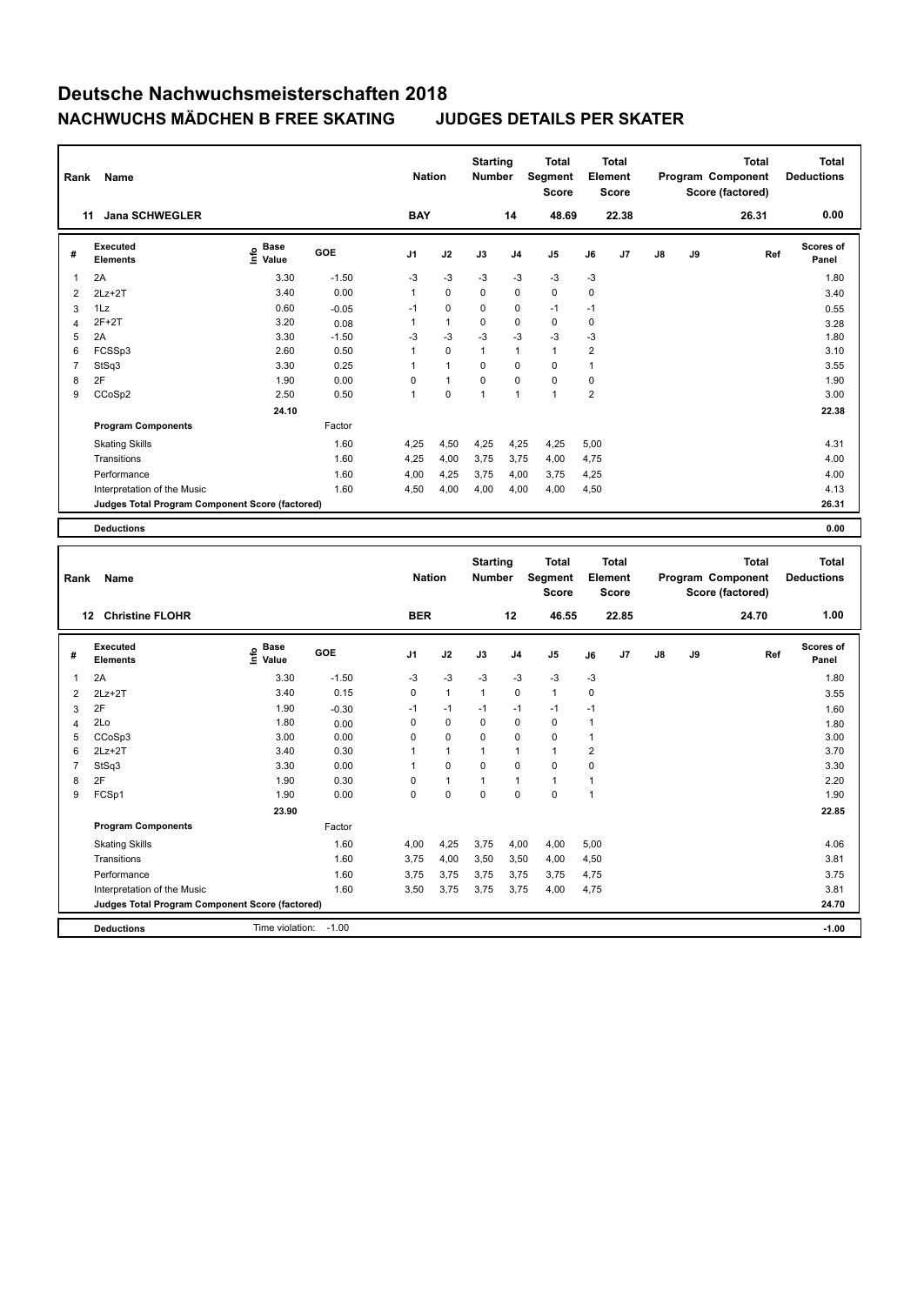# Deutsche Nachwuchsmeisterschaften 2018

## NACHWUCHS MÄDCHEN B FREE SKATING JUDGES DETAILS PER SKATER

| Rank | Name | Nation | Starting Number | Total Segment Score | Total Element Score | Total Program Component Score (factored) | Total Deductions |
|---|---|---|---|---|---|---|---|
| 11 | Jana SCHWEGLER | BAY | 14 | 48.69 | 22.38 | 26.31 | 0.00 |

| # | Executed Elements | Info | Base Value | GOE | J1 | J2 | J3 | J4 | J5 | J6 | J7 | J8 | J9 | Ref | Scores of Panel |
|---|---|---|---|---|---|---|---|---|---|---|---|---|---|---|---|
| 1 | 2A | | 3.30 | -1.50 | -3 | -3 | -3 | -3 | -3 | -3 | | | | | 1.80 |
| 2 | 2Lz+2T | | 3.40 | 0.00 | 1 | 0 | 0 | 0 | 0 | 0 | | | | | 3.40 |
| 3 | 1Lz | | 0.60 | -0.05 | -1 | 0 | 0 | 0 | -1 | -1 | | | | | 0.55 |
| 4 | 2F+2T | | 3.20 | 0.08 | 1 | 1 | 0 | 0 | 0 | 0 | | | | | 3.28 |
| 5 | 2A | | 3.30 | -1.50 | -3 | -3 | -3 | -3 | -3 | -3 | | | | | 1.80 |
| 6 | FCSSp3 | | 2.60 | 0.50 | 1 | 0 | 1 | 1 | 1 | 2 | | | | | 3.10 |
| 7 | StSq3 | | 3.30 | 0.25 | 1 | 1 | 0 | 0 | 0 | 1 | | | | | 3.55 |
| 8 | 2F | | 1.90 | 0.00 | 0 | 1 | 0 | 0 | 0 | 0 | | | | | 1.90 |
| 9 | CCoSp2 | | 2.50 | 0.50 | 1 | 0 | 1 | 1 | 1 | 2 | | | | | 3.00 |
| | | | 24.10 | | | | | | | | | | | | 22.38 |
| | **Program Components** | | | Factor | | | | | | | | | | | |
| | Skating Skills | | | 1.60 | 4,25 | 4,50 | 4,25 | 4,25 | 4,25 | 5,00 | | | | | 4.31 |
| | Transitions | | | 1.60 | 4,25 | 4,00 | 3,75 | 3,75 | 4,00 | 4,75 | | | | | 4.00 |
| | Performance | | | 1.60 | 4,00 | 4,25 | 3,75 | 4,00 | 3,75 | 4,25 | | | | | 4.00 |
| | Interpretation of the Music | | | 1.60 | 4,50 | 4,00 | 4,00 | 4,00 | 4,00 | 4,50 | | | | | 4.13 |
| | **Judges Total Program Component Score (factored)** | | | | | | | | | | | | | | 26.31 |
| | **Deductions** | | | | | | | | | | | | | | 0.00 |

| Rank | Name | Nation | Starting Number | Total Segment Score | Total Element Score | Total Program Component Score (factored) | Total Deductions |
|---|---|---|---|---|---|---|---|
| 12 | Christine FLOHR | BER | 12 | 46.55 | 22.85 | 24.70 | 1.00 |

| # | Executed Elements | Info | Base Value | GOE | J1 | J2 | J3 | J4 | J5 | J6 | J7 | J8 | J9 | Ref | Scores of Panel |
|---|---|---|---|---|---|---|---|---|---|---|---|---|---|---|---|
| 1 | 2A | | 3.30 | -1.50 | -3 | -3 | -3 | -3 | -3 | -3 | | | | | 1.80 |
| 2 | 2Lz+2T | | 3.40 | 0.15 | 0 | 1 | 1 | 0 | 1 | 0 | | | | | 3.55 |
| 3 | 2F | | 1.90 | -0.30 | -1 | -1 | -1 | -1 | -1 | -1 | | | | | 1.60 |
| 4 | 2Lo | | 1.80 | 0.00 | 0 | 0 | 0 | 0 | 0 | 1 | | | | | 1.80 |
| 5 | CCoSp3 | | 3.00 | 0.00 | 0 | 0 | 0 | 0 | 0 | 1 | | | | | 3.00 |
| 6 | 2Lz+2T | | 3.40 | 0.30 | 1 | 1 | 1 | 1 | 1 | 2 | | | | | 3.70 |
| 7 | StSq3 | | 3.30 | 0.00 | 1 | 0 | 0 | 0 | 0 | 0 | | | | | 3.30 |
| 8 | 2F | | 1.90 | 0.30 | 0 | 1 | 1 | 1 | 1 | 1 | | | | | 2.20 |
| 9 | FCSp1 | | 1.90 | 0.00 | 0 | 0 | 0 | 0 | 0 | 1 | | | | | 1.90 |
| | | | 23.90 | | | | | | | | | | | | 22.85 |
| | **Program Components** | | | Factor | | | | | | | | | | | |
| | Skating Skills | | | 1.60 | 4,00 | 4,25 | 3,75 | 4,00 | 4,00 | 5,00 | | | | | 4.06 |
| | Transitions | | | 1.60 | 3,75 | 4,00 | 3,50 | 3,50 | 4,00 | 4,50 | | | | | 3.81 |
| | Performance | | | 1.60 | 3,75 | 3,75 | 3,75 | 3,75 | 3,75 | 4,75 | | | | | 3.75 |
| | Interpretation of the Music | | | 1.60 | 3,50 | 3,75 | 3,75 | 3,75 | 4,00 | 4,75 | | | | | 3.81 |
| | **Judges Total Program Component Score (factored)** | | | | | | | | | | | | | | 24.70 |
| | **Deductions** | Time violation: | -1.00 | | | | | | | | | | | | -1.00 |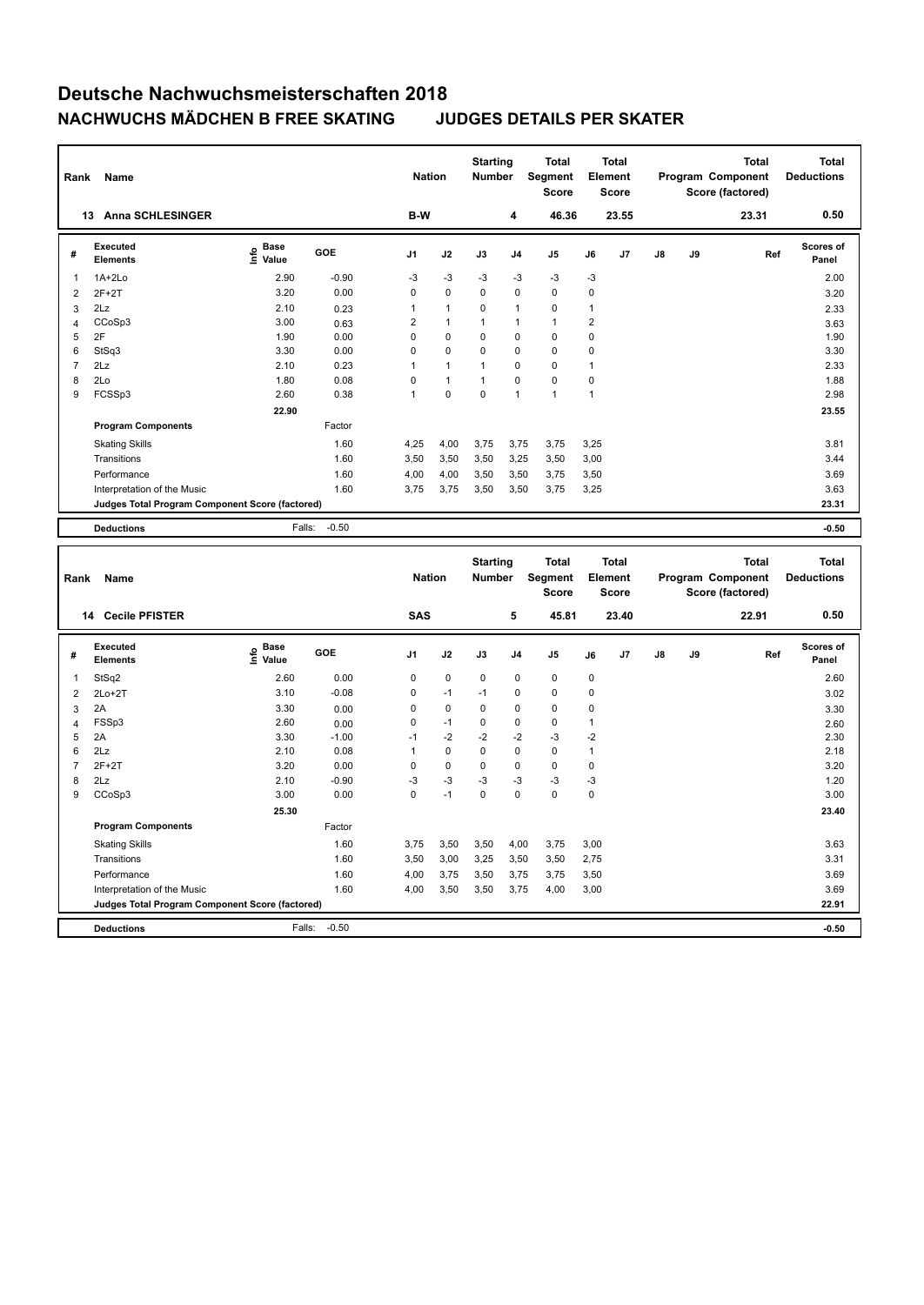# Deutsche Nachwuchsmeisterschaften 2018

## NACHWUCHS MÄDCHEN B FREE SKATING JUDGES DETAILS PER SKATER

| Rank | Name | Nation | Starting Number | Total Segment Score | Total Element Score | Total Program Component Score (factored) | Total Deductions |
|---|---|---|---|---|---|---|---|
| 13 | Anna SCHLESINGER | B-W | 4 | 46.36 | 23.55 | 23.31 | 0.50 |

| # | Executed Elements | Info | Base Value | GOE | J1 | J2 | J3 | J4 | J5 | J6 | J7 | J8 | J9 | Ref | Scores of Panel |
|---|---|---|---|---|---|---|---|---|---|---|---|---|---|---|---|
| 1 | 1A+2Lo | | 2.90 | -0.90 | -3 | -3 | -3 | -3 | -3 | -3 | | | | | 2.00 |
| 2 | 2F+2T | | 3.20 | 0.00 | 0 | 0 | 0 | 0 | 0 | 0 | | | | | 3.20 |
| 3 | 2Lz | | 2.10 | 0.23 | 1 | 1 | 0 | 1 | 0 | 1 | | | | | 2.33 |
| 4 | CCoSp3 | | 3.00 | 0.63 | 2 | 1 | 1 | 1 | 1 | 2 | | | | | 3.63 |
| 5 | 2F | | 1.90 | 0.00 | 0 | 0 | 0 | 0 | 0 | 0 | | | | | 1.90 |
| 6 | StSq3 | | 3.30 | 0.00 | 0 | 0 | 0 | 0 | 0 | 0 | | | | | 3.30 |
| 7 | 2Lz | | 2.10 | 0.23 | 1 | 1 | 1 | 0 | 0 | 1 | | | | | 2.33 |
| 8 | 2Lo | | 1.80 | 0.08 | 0 | 1 | 1 | 0 | 0 | 0 | | | | | 1.88 |
| 9 | FCSSp3 | | 2.60 | 0.38 | 1 | 0 | 0 | 1 | 1 | 1 | | | | | 2.98 |
| | | | 22.90 | | | | | | | | | | | | 23.55 |
| | **Program Components** | | | Factor | | | | | | | | | | | |
| | Skating Skills | | | 1.60 | 4,25 | 4,00 | 3,75 | 3,75 | 3,75 | 3,25 | | | | | 3.81 |
| | Transitions | | | 1.60 | 3,50 | 3,50 | 3,50 | 3,25 | 3,50 | 3,00 | | | | | 3.44 |
| | Performance | | | 1.60 | 4,00 | 4,00 | 3,50 | 3,50 | 3,75 | 3,50 | | | | | 3.69 |
| | Interpretation of the Music | | | 1.60 | 3,75 | 3,75 | 3,50 | 3,50 | 3,75 | 3,25 | | | | | 3.63 |
| | **Judges Total Program Component Score (factored)** | | | | | | | | | | | | | | 23.31 |
| | **Deductions** | | Falls: | -0.50 | | | | | | | | | | | -0.50 |

| Rank | Name | Nation | Starting Number | Total Segment Score | Total Element Score | Total Program Component Score (factored) | Total Deductions |
|---|---|---|---|---|---|---|---|
| 14 | Cecile PFISTER | SAS | 5 | 45.81 | 23.40 | 22.91 | 0.50 |

| # | Executed Elements | Info | Base Value | GOE | J1 | J2 | J3 | J4 | J5 | J6 | J7 | J8 | J9 | Ref | Scores of Panel |
|---|---|---|---|---|---|---|---|---|---|---|---|---|---|---|---|
| 1 | StSq2 | | 2.60 | 0.00 | 0 | 0 | 0 | 0 | 0 | 0 | | | | | 2.60 |
| 2 | 2Lo+2T | | 3.10 | -0.08 | 0 | -1 | -1 | 0 | 0 | 0 | | | | | 3.02 |
| 3 | 2A | | 3.30 | 0.00 | 0 | 0 | 0 | 0 | 0 | 0 | | | | | 3.30 |
| 4 | FSSp3 | | 2.60 | 0.00 | 0 | -1 | 0 | 0 | 0 | 1 | | | | | 2.60 |
| 5 | 2A | | 3.30 | -1.00 | -1 | -2 | -2 | -2 | -3 | -2 | | | | | 2.30 |
| 6 | 2Lz | | 2.10 | 0.08 | 1 | 0 | 0 | 0 | 0 | 1 | | | | | 2.18 |
| 7 | 2F+2T | | 3.20 | 0.00 | 0 | 0 | 0 | 0 | 0 | 0 | | | | | 3.20 |
| 8 | 2Lz | | 2.10 | -0.90 | -3 | -3 | -3 | -3 | -3 | -3 | | | | | 1.20 |
| 9 | CCoSp3 | | 3.00 | 0.00 | 0 | -1 | 0 | 0 | 0 | 0 | | | | | 3.00 |
| | | | 25.30 | | | | | | | | | | | | 23.40 |
| | **Program Components** | | | Factor | | | | | | | | | | | |
| | Skating Skills | | | 1.60 | 3,75 | 3,50 | 3,50 | 4,00 | 3,75 | 3,00 | | | | | 3.63 |
| | Transitions | | | 1.60 | 3,50 | 3,00 | 3,25 | 3,50 | 3,50 | 2,75 | | | | | 3.31 |
| | Performance | | | 1.60 | 4,00 | 3,75 | 3,50 | 3,75 | 3,75 | 3,50 | | | | | 3.69 |
| | Interpretation of the Music | | | 1.60 | 4,00 | 3,50 | 3,50 | 3,75 | 4,00 | 3,00 | | | | | 3.69 |
| | **Judges Total Program Component Score (factored)** | | | | | | | | | | | | | | 22.91 |
| | **Deductions** | | Falls: | -0.50 | | | | | | | | | | | -0.50 |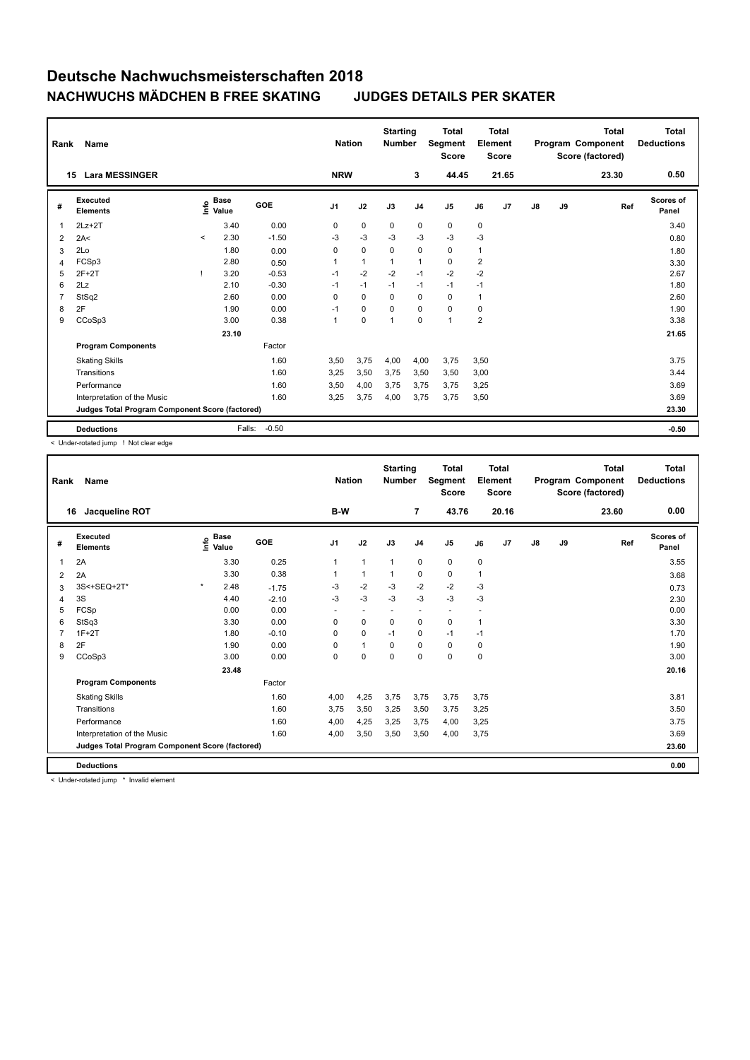# Deutsche Nachwuchsmeisterschaften 2018

## NACHWUCHS MÄDCHEN B FREE SKATING JUDGES DETAILS PER SKATER

| Rank | Name | Nation | Starting Number | Total Segment Score | Total Element Score | Total Program Component Score (factored) | Total Deductions |
|---|---|---|---|---|---|---|---|
| 15 | Lara MESSINGER | NRW | 3 | 44.45 | 21.65 | 23.30 | 0.50 |

| # | Executed Elements | Info | Base Value | GOE | J1 | J2 | J3 | J4 | J5 | J6 | J7 | J8 | J9 | Ref | Scores of Panel |
|---|---|---|---|---|---|---|---|---|---|---|---|---|---|---|---|
| 1 | 2Lz+2T | | 3.40 | 0.00 | 0 | 0 | 0 | 0 | 0 | 0 | | | | | 3.40 |
| 2 | 2A< | < | 2.30 | -1.50 | -3 | -3 | -3 | -3 | -3 | -3 | | | | | 0.80 |
| 3 | 2Lo | | 1.80 | 0.00 | 0 | 0 | 0 | 0 | 0 | 1 | | | | | 1.80 |
| 4 | FCSp3 | | 2.80 | 0.50 | 1 | 1 | 1 | 1 | 0 | 2 | | | | | 3.30 |
| 5 | 2F+2T | ! | 3.20 | -0.53 | -1 | -2 | -2 | -1 | -2 | -2 | | | | | 2.67 |
| 6 | 2Lz | | 2.10 | -0.30 | -1 | -1 | -1 | -1 | -1 | -1 | | | | | 1.80 |
| 7 | StSq2 | | 2.60 | 0.00 | 0 | 0 | 0 | 0 | 0 | 1 | | | | | 2.60 |
| 8 | 2F | | 1.90 | 0.00 | -1 | 0 | 0 | 0 | 0 | 0 | | | | | 1.90 |
| 9 | CCoSp3 | | 3.00 | 0.38 | 1 | 0 | 1 | 0 | 1 | 2 | | | | | 3.38 |
| | | | 23.10 | | | | | | | | | | | | 21.65 |
| | **Program Components** | | | Factor | | | | | | | | | | | |
| | Skating Skills | | | 1.60 | 3,50 | 3,75 | 4,00 | 4,00 | 3,75 | 3,50 | | | | | 3.75 |
| | Transitions | | | 1.60 | 3,25 | 3,50 | 3,75 | 3,50 | 3,50 | 3,00 | | | | | 3.44 |
| | Performance | | | 1.60 | 3,50 | 4,00 | 3,75 | 3,75 | 3,75 | 3,25 | | | | | 3.69 |
| | Interpretation of the Music | | | 1.60 | 3,25 | 3,75 | 4,00 | 3,75 | 3,75 | 3,50 | | | | | 3.69 |
| | **Judges Total Program Component Score (factored)** | | | | | | | | | | | | | | 23.30 |
| | **Deductions** | | Falls: | -0.50 | | | | | | | | | | | -0.50 |

< Under-rotated jump ! Not clear edge

| Rank | Name | Nation | Starting Number | Total Segment Score | Total Element Score | Total Program Component Score (factored) | Total Deductions |
|---|---|---|---|---|---|---|---|
| 16 | Jacqueline ROT | B-W | 7 | 43.76 | 20.16 | 23.60 | 0.00 |

| # | Executed Elements | Info | Base Value | GOE | J1 | J2 | J3 | J4 | J5 | J6 | J7 | J8 | J9 | Ref | Scores of Panel |
|---|---|---|---|---|---|---|---|---|---|---|---|---|---|---|---|
| 1 | 2A | | 3.30 | 0.25 | 1 | 1 | 1 | 0 | 0 | 0 | | | | | 3.55 |
| 2 | 2A | | 3.30 | 0.38 | 1 | 1 | 1 | 0 | 0 | 1 | | | | | 3.68 |
| 3 | 3S<+SEQ+2T* | * | 2.48 | -1.75 | -3 | -2 | -3 | -2 | -2 | -3 | | | | | 0.73 |
| 4 | 3S | | 4.40 | -2.10 | -3 | -3 | -3 | -3 | -3 | -3 | | | | | 2.30 |
| 5 | FCSp | | 0.00 | 0.00 | - | - | - | - | - | - | | | | | 0.00 |
| 6 | StSq3 | | 3.30 | 0.00 | 0 | 0 | 0 | 0 | 0 | 1 | | | | | 3.30 |
| 7 | 1F+2T | | 1.80 | -0.10 | 0 | 0 | -1 | 0 | -1 | -1 | | | | | 1.70 |
| 8 | 2F | | 1.90 | 0.00 | 0 | 1 | 0 | 0 | 0 | 0 | | | | | 1.90 |
| 9 | CCoSp3 | | 3.00 | 0.00 | 0 | 0 | 0 | 0 | 0 | 0 | | | | | 3.00 |
| | | | 23.48 | | | | | | | | | | | | 20.16 |
| | **Program Components** | | | Factor | | | | | | | | | | | |
| | Skating Skills | | | 1.60 | 4,00 | 4,25 | 3,75 | 3,75 | 3,75 | 3,75 | | | | | 3.81 |
| | Transitions | | | 1.60 | 3,75 | 3,50 | 3,25 | 3,50 | 3,75 | 3,25 | | | | | 3.50 |
| | Performance | | | 1.60 | 4,00 | 4,25 | 3,25 | 3,75 | 4,00 | 3,25 | | | | | 3.75 |
| | Interpretation of the Music | | | 1.60 | 4,00 | 3,50 | 3,50 | 3,50 | 4,00 | 3,75 | | | | | 3.69 |
| | **Judges Total Program Component Score (factored)** | | | | | | | | | | | | | | 23.60 |
| | **Deductions** | | | | | | | | | | | | | | 0.00 |

< Under-rotated jump * Invalid element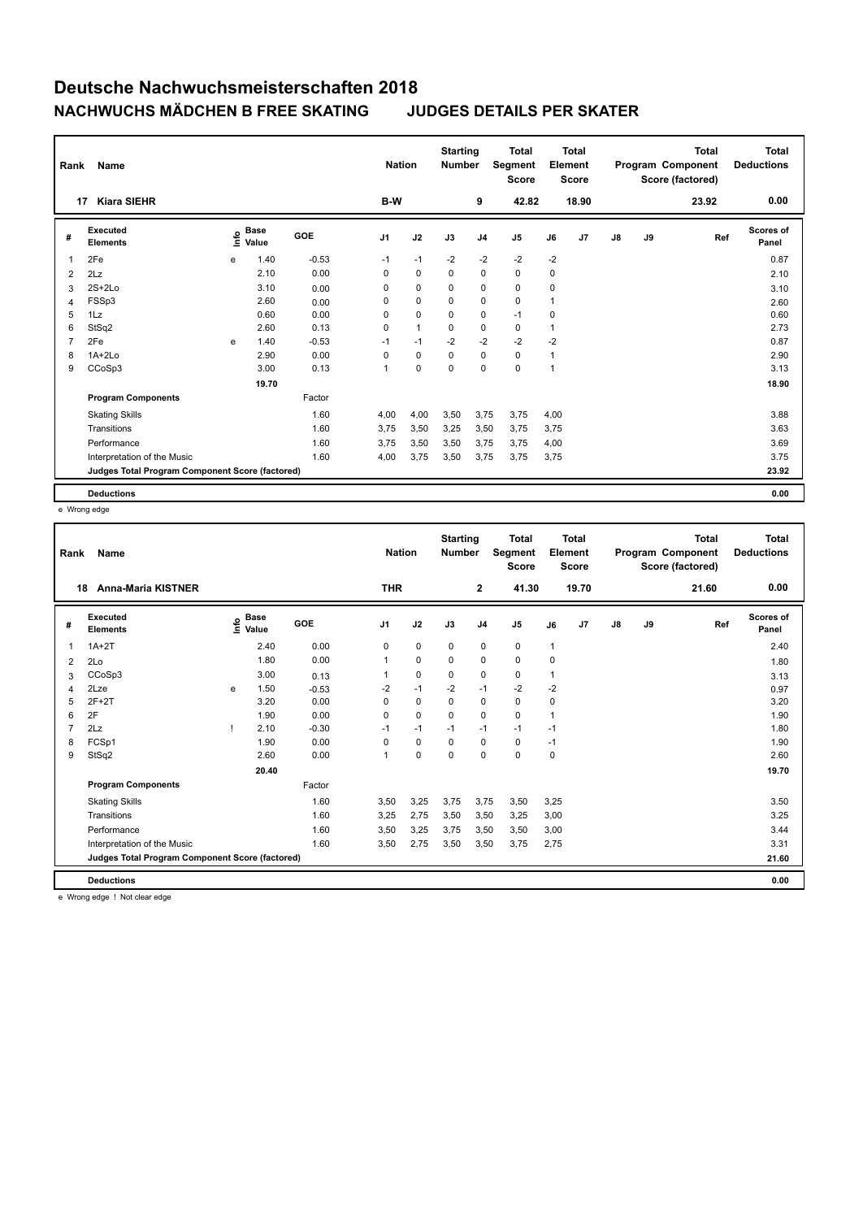# Deutsche Nachwuchsmeisterschaften 2018

## NACHWUCHS MÄDCHEN B FREE SKATING JUDGES DETAILS PER SKATER

| Rank | Name | Nation | Starting Number | Total Segment Score | Total Element Score | Total Program Component Score (factored) | Total Deductions |
|---|---|---|---|---|---|---|---|
| 17 | Kiara SIEHR | B-W | 9 | 42.82 | 18.90 | 23.92 | 0.00 |

| # | Executed Elements | Info | Base Value | GOE | J1 | J2 | J3 | J4 | J5 | J6 | J7 | J8 | J9 | Ref | Scores of Panel |
|---|---|---|---|---|---|---|---|---|---|---|---|---|---|---|---|
| 1 | 2Fe | e | 1.40 | -0.53 | -1 | -1 | -2 | -2 | -2 | -2 | | | | | 0.87 |
| 2 | 2Lz | | 2.10 | 0.00 | 0 | 0 | 0 | 0 | 0 | 0 | | | | | 2.10 |
| 3 | 2S+2Lo | | 3.10 | 0.00 | 0 | 0 | 0 | 0 | 0 | 0 | | | | | 3.10 |
| 4 | FSSp3 | | 2.60 | 0.00 | 0 | 0 | 0 | 0 | 0 | 1 | | | | | 2.60 |
| 5 | 1Lz | | 0.60 | 0.00 | 0 | 0 | 0 | 0 | -1 | 0 | | | | | 0.60 |
| 6 | StSq2 | | 2.60 | 0.13 | 0 | 1 | 0 | 0 | 0 | 1 | | | | | 2.73 |
| 7 | 2Fe | e | 1.40 | -0.53 | -1 | -1 | -2 | -2 | -2 | -2 | | | | | 0.87 |
| 8 | 1A+2Lo | | 2.90 | 0.00 | 0 | 0 | 0 | 0 | 0 | 1 | | | | | 2.90 |
| 9 | CCoSp3 | | 3.00 | 0.13 | 1 | 0 | 0 | 0 | 0 | 1 | | | | | 3.13 |
| | | | 19.70 | | | | | | | | | | | | 18.90 |
| | **Program Components** | | | Factor | | | | | | | | | | | |
| | Skating Skills | | | 1.60 | 4,00 | 4,00 | 3,50 | 3,75 | 3,75 | 4,00 | | | | | 3.88 |
| | Transitions | | | 1.60 | 3,75 | 3,50 | 3,25 | 3,50 | 3,75 | 3,75 | | | | | 3.63 |
| | Performance | | | 1.60 | 3,75 | 3,50 | 3,50 | 3,75 | 3,75 | 4,00 | | | | | 3.69 |
| | Interpretation of the Music | | | 1.60 | 4,00 | 3,75 | 3,50 | 3,75 | 3,75 | 3,75 | | | | | 3.75 |
| | **Judges Total Program Component Score (factored)** | | | | | | | | | | | | | | 23.92 |
| | **Deductions** | | | | | | | | | | | | | | 0.00 |

e Wrong edge

| Rank | Name | Nation | Starting Number | Total Segment Score | Total Element Score | Total Program Component Score (factored) | Total Deductions |
|---|---|---|---|---|---|---|---|
| 18 | Anna-Maria KISTNER | THR | 2 | 41.30 | 19.70 | 21.60 | 0.00 |

| # | Executed Elements | Info | Base Value | GOE | J1 | J2 | J3 | J4 | J5 | J6 | J7 | J8 | J9 | Ref | Scores of Panel |
|---|---|---|---|---|---|---|---|---|---|---|---|---|---|---|---|
| 1 | 1A+2T | | 2.40 | 0.00 | 0 | 0 | 0 | 0 | 0 | 1 | | | | | 2.40 |
| 2 | 2Lo | | 1.80 | 0.00 | 1 | 0 | 0 | 0 | 0 | 0 | | | | | 1.80 |
| 3 | CCoSp3 | | 3.00 | 0.13 | 1 | 0 | 0 | 0 | 0 | 1 | | | | | 3.13 |
| 4 | 2Lze | e | 1.50 | -0.53 | -2 | -1 | -2 | -1 | -2 | -2 | | | | | 0.97 |
| 5 | 2F+2T | | 3.20 | 0.00 | 0 | 0 | 0 | 0 | 0 | 0 | | | | | 3.20 |
| 6 | 2F | | 1.90 | 0.00 | 0 | 0 | 0 | 0 | 0 | 1 | | | | | 1.90 |
| 7 | 2Lz | ! | 2.10 | -0.30 | -1 | -1 | -1 | -1 | -1 | -1 | | | | | 1.80 |
| 8 | FCSp1 | | 1.90 | 0.00 | 0 | 0 | 0 | 0 | 0 | -1 | | | | | 1.90 |
| 9 | StSq2 | | 2.60 | 0.00 | 1 | 0 | 0 | 0 | 0 | 0 | | | | | 2.60 |
| | | | 20.40 | | | | | | | | | | | | 19.70 |
| | **Program Components** | | | Factor | | | | | | | | | | | |
| | Skating Skills | | | 1.60 | 3,50 | 3,25 | 3,75 | 3,75 | 3,50 | 3,25 | | | | | 3.50 |
| | Transitions | | | 1.60 | 3,25 | 2,75 | 3,50 | 3,50 | 3,25 | 3,00 | | | | | 3.25 |
| | Performance | | | 1.60 | 3,50 | 3,25 | 3,75 | 3,50 | 3,50 | 3,00 | | | | | 3.44 |
| | Interpretation of the Music | | | 1.60 | 3,50 | 2,75 | 3,50 | 3,50 | 3,75 | 2,75 | | | | | 3.31 |
| | **Judges Total Program Component Score (factored)** | | | | | | | | | | | | | | 21.60 |
| | **Deductions** | | | | | | | | | | | | | | 0.00 |

e Wrong edge ! Not clear edge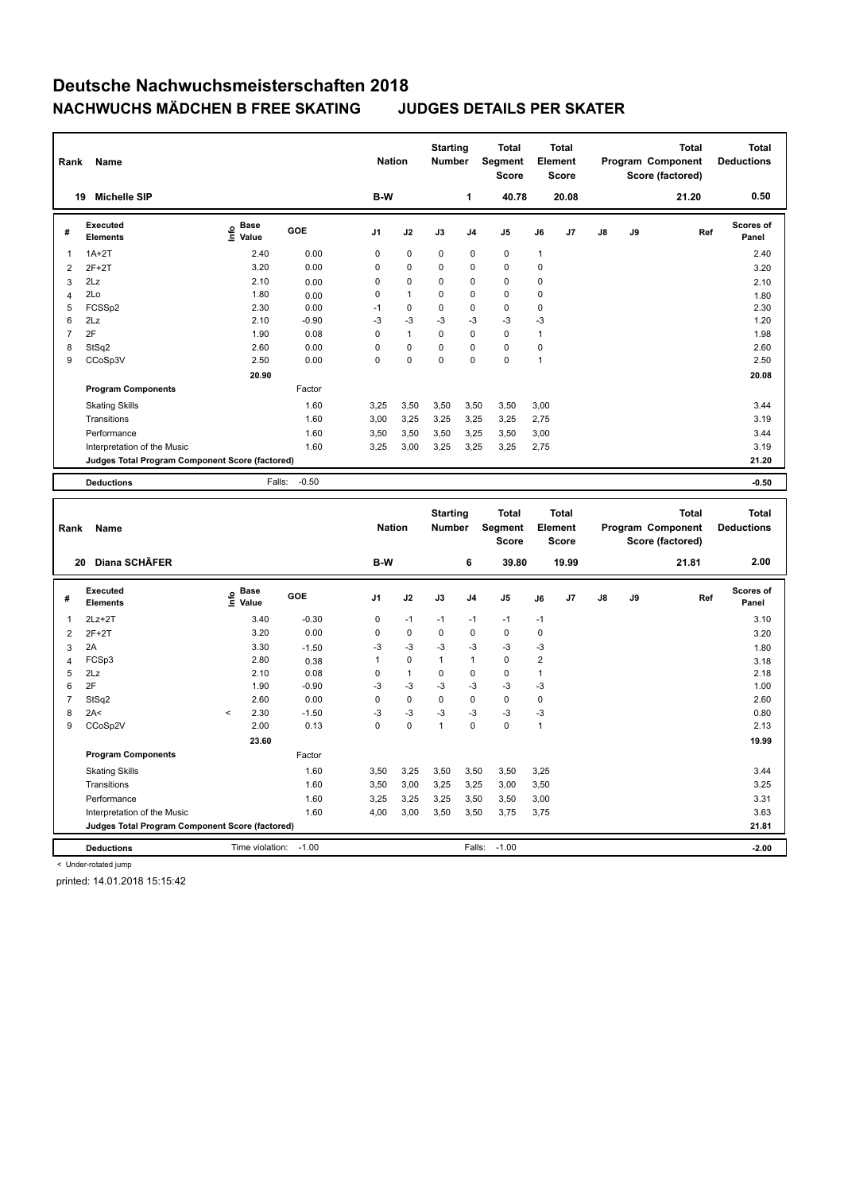# Deutsche Nachwuchsmeisterschaften 2018

## NACHWUCHS MÄDCHEN B FREE SKATING JUDGES DETAILS PER SKATER

| Rank | Name | Nation | Starting Number | Total Segment Score | Total Element Score | Total Program Component Score (factored) | Total Deductions |
|---|---|---|---|---|---|---|---|
| 19 | Michelle SIP | B-W | 1 | 40.78 | 20.08 | 21.20 | 0.50 |

| # | Executed Elements | Info | Base Value | GOE | J1 | J2 | J3 | J4 | J5 | J6 | J7 | J8 | J9 | Ref | Scores of Panel |
|---|---|---|---|---|---|---|---|---|---|---|---|---|---|---|---|
| 1 | 1A+2T | | 2.40 | 0.00 | 0 | 0 | 0 | 0 | 0 | 1 | | | | | 2.40 |
| 2 | 2F+2T | | 3.20 | 0.00 | 0 | 0 | 0 | 0 | 0 | 0 | | | | | 3.20 |
| 3 | 2Lz | | 2.10 | 0.00 | 0 | 0 | 0 | 0 | 0 | 0 | | | | | 2.10 |
| 4 | 2Lo | | 1.80 | 0.00 | 0 | 1 | 0 | 0 | 0 | 0 | | | | | 1.80 |
| 5 | FCSSp2 | | 2.30 | 0.00 | -1 | 0 | 0 | 0 | 0 | 0 | | | | | 2.30 |
| 6 | 2Lz | | 2.10 | -0.90 | -3 | -3 | -3 | -3 | -3 | -3 | | | | | 1.20 |
| 7 | 2F | | 1.90 | 0.08 | 0 | 1 | 0 | 0 | 0 | 1 | | | | | 1.98 |
| 8 | StSq2 | | 2.60 | 0.00 | 0 | 0 | 0 | 0 | 0 | 0 | | | | | 2.60 |
| 9 | CCoSp3V | | 2.50 | 0.00 | 0 | 0 | 0 | 0 | 0 | 1 | | | | | 2.50 |
| | | | 20.90 | | | | | | | | | | | | 20.08 |
| | **Program Components** | | | Factor | | | | | | | | | | | |
| | Skating Skills | | | 1.60 | 3,25 | 3,50 | 3,50 | 3,50 | 3,50 | 3,00 | | | | | 3.44 |
| | Transitions | | | 1.60 | 3,00 | 3,25 | 3,25 | 3,25 | 3,25 | 2,75 | | | | | 3.19 |
| | Performance | | | 1.60 | 3,50 | 3,50 | 3,50 | 3,25 | 3,50 | 3,00 | | | | | 3.44 |
| | Interpretation of the Music | | | 1.60 | 3,25 | 3,00 | 3,25 | 3,25 | 3,25 | 2,75 | | | | | 3.19 |
| | **Judges Total Program Component Score (factored)** | | | | | | | | | | | | | | 21.20 |
| | **Deductions** | | Falls: | -0.50 | | | | | | | | | | | -0.50 |

| Rank | Name | Nation | Starting Number | Total Segment Score | Total Element Score | Total Program Component Score (factored) | Total Deductions |
|---|---|---|---|---|---|---|---|
| 20 | Diana SCHÄFER | B-W | 6 | 39.80 | 19.99 | 21.81 | 2.00 |

| # | Executed Elements | Info | Base Value | GOE | J1 | J2 | J3 | J4 | J5 | J6 | J7 | J8 | J9 | Ref | Scores of Panel |
|---|---|---|---|---|---|---|---|---|---|---|---|---|---|---|---|
| 1 | 2Lz+2T | | 3.40 | -0.30 | 0 | -1 | -1 | -1 | -1 | -1 | | | | | 3.10 |
| 2 | 2F+2T | | 3.20 | 0.00 | 0 | 0 | 0 | 0 | 0 | 0 | | | | | 3.20 |
| 3 | 2A | | 3.30 | -1.50 | -3 | -3 | -3 | -3 | -3 | -3 | | | | | 1.80 |
| 4 | FCSp3 | | 2.80 | 0.38 | 1 | 0 | 1 | 1 | 0 | 2 | | | | | 3.18 |
| 5 | 2Lz | | 2.10 | 0.08 | 0 | 1 | 0 | 0 | 0 | 1 | | | | | 2.18 |
| 6 | 2F | | 1.90 | -0.90 | -3 | -3 | -3 | -3 | -3 | -3 | | | | | 1.00 |
| 7 | StSq2 | | 2.60 | 0.00 | 0 | 0 | 0 | 0 | 0 | 0 | | | | | 2.60 |
| 8 | 2A< | < | 2.30 | -1.50 | -3 | -3 | -3 | -3 | -3 | -3 | | | | | 0.80 |
| 9 | CCoSp2V | | 2.00 | 0.13 | 0 | 0 | 1 | 0 | 0 | 1 | | | | | 2.13 |
| | | | 23.60 | | | | | | | | | | | | 19.99 |
| | **Program Components** | | | Factor | | | | | | | | | | | |
| | Skating Skills | | | 1.60 | 3,50 | 3,25 | 3,50 | 3,50 | 3,50 | 3,25 | | | | | 3.44 |
| | Transitions | | | 1.60 | 3,50 | 3,00 | 3,25 | 3,25 | 3,00 | 3,50 | | | | | 3.25 |
| | Performance | | | 1.60 | 3,25 | 3,25 | 3,25 | 3,50 | 3,50 | 3,00 | | | | | 3.31 |
| | Interpretation of the Music | | | 1.60 | 4,00 | 3,00 | 3,50 | 3,50 | 3,75 | 3,75 | | | | | 3.63 |
| | **Judges Total Program Component Score (factored)** | | | | | | | | | | | | | | 21.81 |
| | **Deductions** | | Time violation: | -1.00 | | | | Falls: | -1.00 | | | | | | -2.00 |

< Under-rotated jump

printed: 14.01.2018 15:15:42